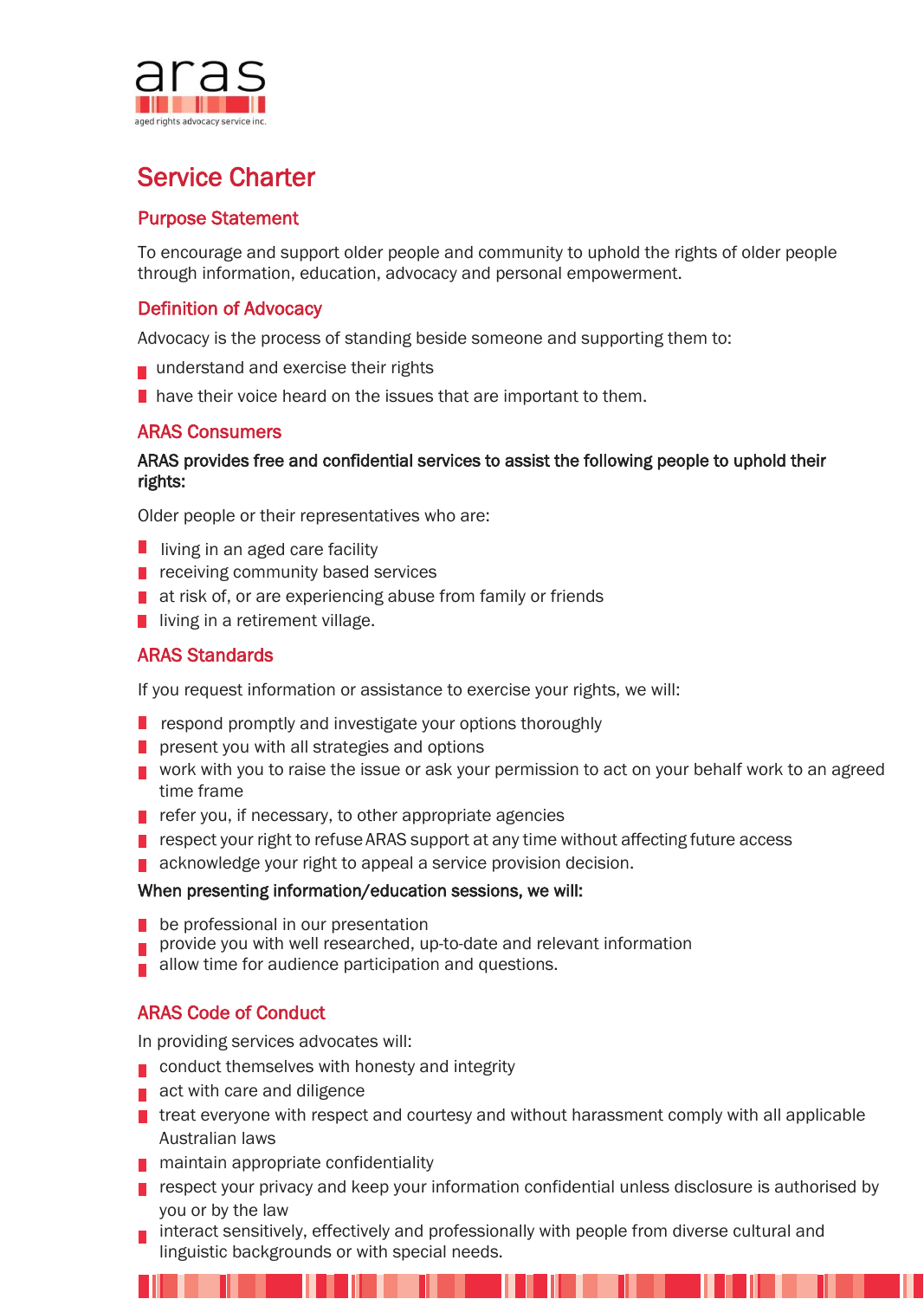aras

aged rights advocacy service inc.

# Service Charter

## Purpose Statement

To encourage and support older people and community to uphold the rights of older people through information, education, advocacy and personal empowerment.

## Definition of Advocacy

Advocacy is the process of standing beside someone and supporting them to:

- understand and exercise their rights
- have their voice heard on the issues that are important to them.

## ARAS Consumers

**ARAS provides free and confidential services to assist the following people to uphold their rights:**

Older people or their representatives who are:

- living in an aged care facility
- receiving community based services
- at risk of, or are experiencing abuse from family or friends
- living in a retirement village.

## ARAS Standards

If you request information or assistance to exercise your rights, we will:

- respond promptly and investigate your options thoroughly
- present you with all strategies and options
- work with you to raise the issue or ask your permission to act on your behalf work to an agreed time frame
- refer you, if necessary, to other appropriate agencies
- respect your right to refuse ARAS support at any time without affecting future access
- acknowledge your right to appeal a service provision decision.

**When presenting information/education sessions, we will:**

- be professional in our presentation
- provide you with well researched, up-to-date and relevant information
- allow time for audience participation and questions.

## ARAS Code of Conduct

In providing services advocates will:

- conduct themselves with honesty and integrity
- act with care and diligence
- treat everyone with respect and courtesy and without harassment comply with all applicable Australian laws
- maintain appropriate confidentiality
- respect your privacy and keep your information confidential unless disclosure is authorised by you or by the law
- interact sensitively, effectively and professionally with people from diverse cultural and linguistic backgrounds or with special needs.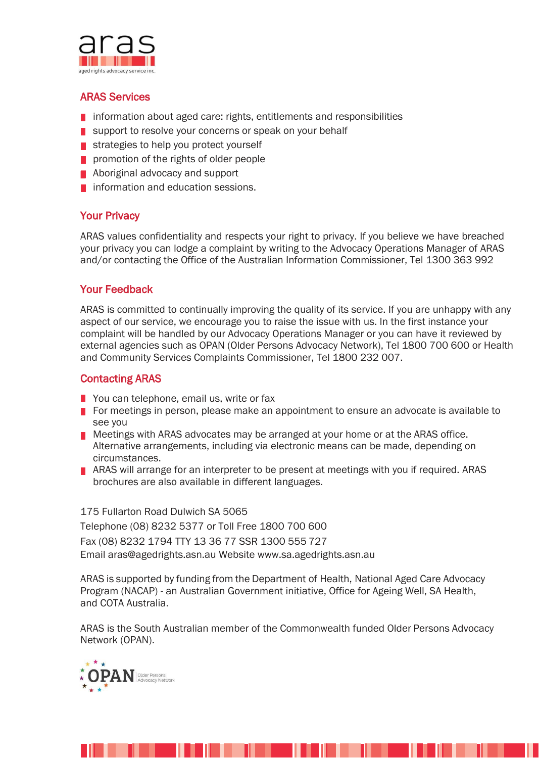aras

aged rights advocacy service inc.

## ARAS Services

- information about aged care: rights, entitlements and responsibilities
- support to resolve your concerns or speak on your behalf
- strategies to help you protect yourself
- promotion of the rights of older people
- Aboriginal advocacy and support
- information and education sessions.

## Your Privacy

ARAS values confidentiality and respects your right to privacy. If you believe we have breached your privacy you can lodge a complaint by writing to the Advocacy Operations Manager of ARAS and/or contacting the Office of the Australian Information Commissioner, Tel 1300 363 992

## Your Feedback

ARAS is committed to continually improving the quality of its service. If you are unhappy with any aspect of our service, we encourage you to raise the issue with us. In the first instance your complaint will be handled by our Advocacy Operations Manager or you can have it reviewed by external agencies such as OPAN (Older Persons Advocacy Network), Tel 1800 700 600 or Health and Community Services Complaints Commissioner, Tel 1800 232 007.

## Contacting ARAS

- You can telephone, email us, write or fax
- For meetings in person, please make an appointment to ensure an advocate is available to see you
- Meetings with ARAS advocates may be arranged at your home or at the ARAS office. Alternative arrangements, including via electronic means can be made, depending on circumstances.
- ARAS will arrange for an interpreter to be present at meetings with you if required. ARAS brochures are also available in different languages.

175 Fullarton Road Dulwich SA 5065
Telephone (08) 8232 5377 or Toll Free 1800 700 600
Fax (08) 8232 1794 TTY 13 36 77 SSR 1300 555 727
Email aras@agedrights.asn.au Website www.sa.agedrights.asn.au

ARAS is supported by funding from the Department of Health, National Aged Care Advocacy Program (NACAP) - an Australian Government initiative, Office for Ageing Well, SA Health, and COTA Australia.

ARAS is the South Australian member of the Commonwealth funded Older Persons Advocacy Network (OPAN).

OPAN Older Persons Advocacy Network